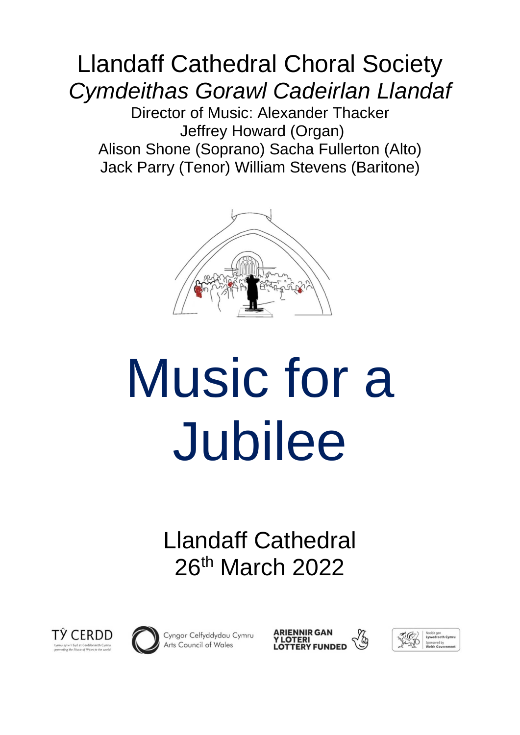# Llandaff Cathedral Choral Society

*Cymdeithas Gorawl Cadeirlan Llandaf*

Director of Music: Alexander Thacker

Jeffrey Howard (Organ)

Alison Shone (Soprano) Sacha Fullerton (Alto)

Jack Parry (Tenor) William Stevens (Baritone)

# Music for a Jubilee

Llandaff Cathedral

26th March 2022

TŶ CERDD
hyrwyddo cerddoriaeth Cymru / promoting the Music of Wales to the world

Cyngor Celfyddydau Cymru
Arts Council of Wales

ARIENNIR GAN Y LOTERI
LOTTERY FUNDED

Noddir gan Lywodraeth Cymru
Sponsored by Welsh Government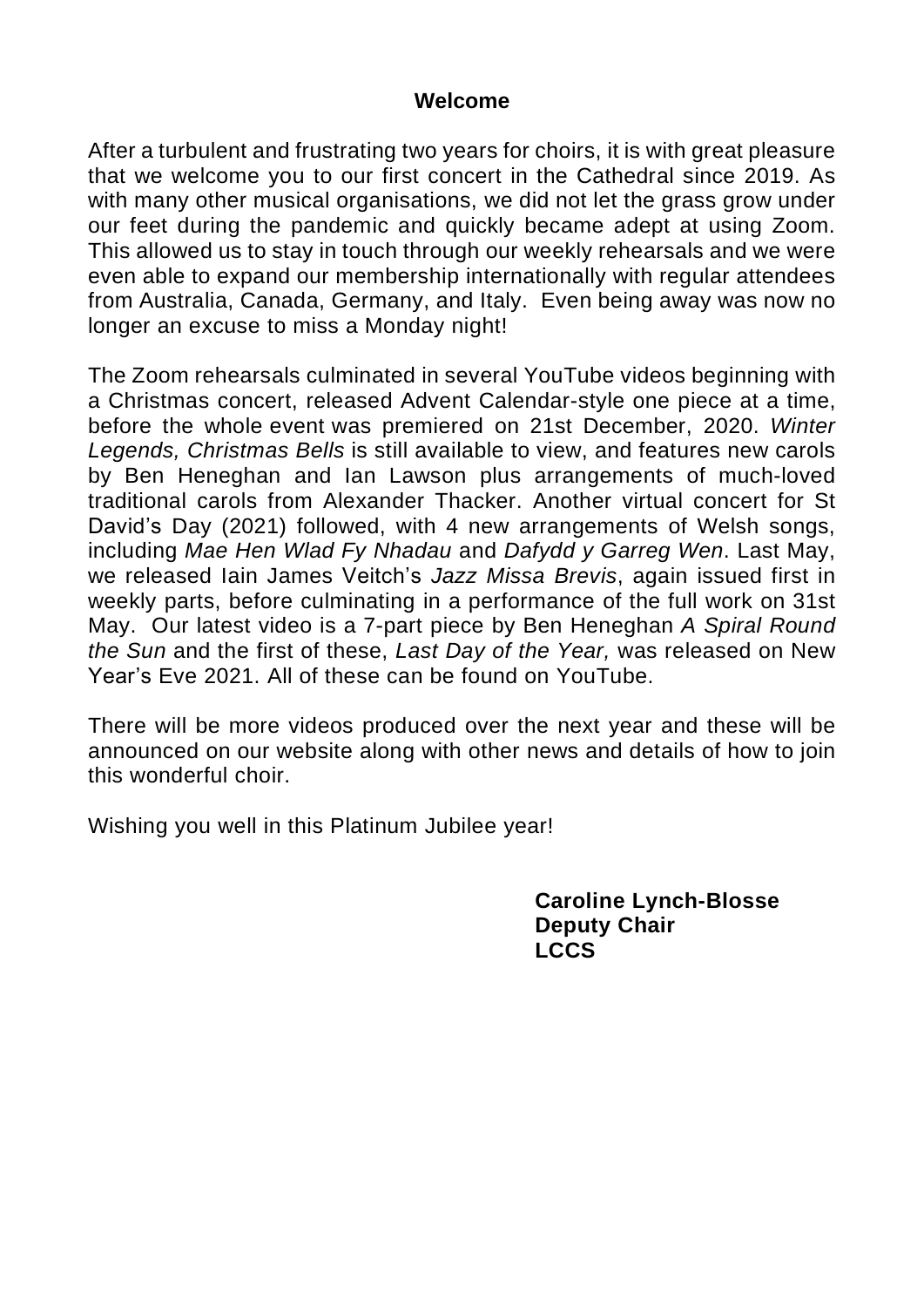## Welcome

After a turbulent and frustrating two years for choirs, it is with great pleasure that we welcome you to our first concert in the Cathedral since 2019. As with many other musical organisations, we did not let the grass grow under our feet during the pandemic and quickly became adept at using Zoom. This allowed us to stay in touch through our weekly rehearsals and we were even able to expand our membership internationally with regular attendees from Australia, Canada, Germany, and Italy. Even being away was now no longer an excuse to miss a Monday night!

The Zoom rehearsals culminated in several YouTube videos beginning with a Christmas concert, released Advent Calendar-style one piece at a time, before the whole event was premiered on 21st December, 2020. *Winter Legends, Christmas Bells* is still available to view, and features new carols by Ben Heneghan and Ian Lawson plus arrangements of much-loved traditional carols from Alexander Thacker. Another virtual concert for St David's Day (2021) followed, with 4 new arrangements of Welsh songs, including *Mae Hen Wlad Fy Nhadau* and *Dafydd y Garreg Wen*. Last May, we released Iain James Veitch's *Jazz Missa Brevis*, again issued first in weekly parts, before culminating in a performance of the full work on 31st May. Our latest video is a 7-part piece by Ben Heneghan *A Spiral Round the Sun* and the first of these, *Last Day of the Year,* was released on New Year's Eve 2021. All of these can be found on YouTube.

There will be more videos produced over the next year and these will be announced on our website along with other news and details of how to join this wonderful choir.

Wishing you well in this Platinum Jubilee year!

**Caroline Lynch-Blosse**
**Deputy Chair**
**LCCS**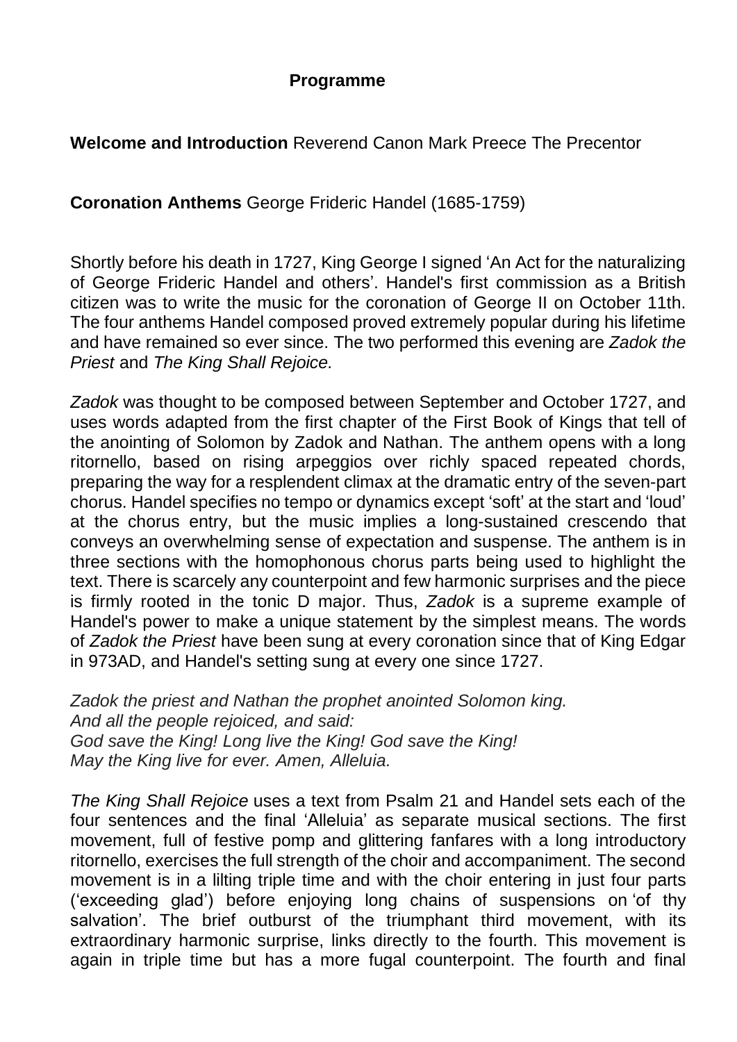## Programme

**Welcome and Introduction** Reverend Canon Mark Preece The Precentor

**Coronation Anthems** George Frideric Handel (1685-1759)

Shortly before his death in 1727, King George I signed 'An Act for the naturalizing of George Frideric Handel and others'. Handel's first commission as a British citizen was to write the music for the coronation of George II on October 11th. The four anthems Handel composed proved extremely popular during his lifetime and have remained so ever since. The two performed this evening are *Zadok the Priest* and *The King Shall Rejoice.*

*Zadok* was thought to be composed between September and October 1727, and uses words adapted from the first chapter of the First Book of Kings that tell of the anointing of Solomon by Zadok and Nathan. The anthem opens with a long ritornello, based on rising arpeggios over richly spaced repeated chords, preparing the way for a resplendent climax at the dramatic entry of the seven-part chorus. Handel specifies no tempo or dynamics except 'soft' at the start and 'loud' at the chorus entry, but the music implies a long-sustained crescendo that conveys an overwhelming sense of expectation and suspense. The anthem is in three sections with the homophonous chorus parts being used to highlight the text. There is scarcely any counterpoint and few harmonic surprises and the piece is firmly rooted in the tonic D major. Thus, *Zadok* is a supreme example of Handel's power to make a unique statement by the simplest means. The words of *Zadok the Priest* have been sung at every coronation since that of King Edgar in 973AD, and Handel's setting sung at every one since 1727.

*Zadok the priest and Nathan the prophet anointed Solomon king.*
*And all the people rejoiced, and said:*
*God save the King! Long live the King! God save the King!*
*May the King live for ever. Amen, Alleluia.*

*The King Shall Rejoice* uses a text from Psalm 21 and Handel sets each of the four sentences and the final 'Alleluia' as separate musical sections. The first movement, full of festive pomp and glittering fanfares with a long introductory ritornello, exercises the full strength of the choir and accompaniment. The second movement is in a lilting triple time and with the choir entering in just four parts ('exceeding glad') before enjoying long chains of suspensions on 'of thy salvation'. The brief outburst of the triumphant third movement, with its extraordinary harmonic surprise, links directly to the fourth. This movement is again in triple time but has a more fugal counterpoint. The fourth and final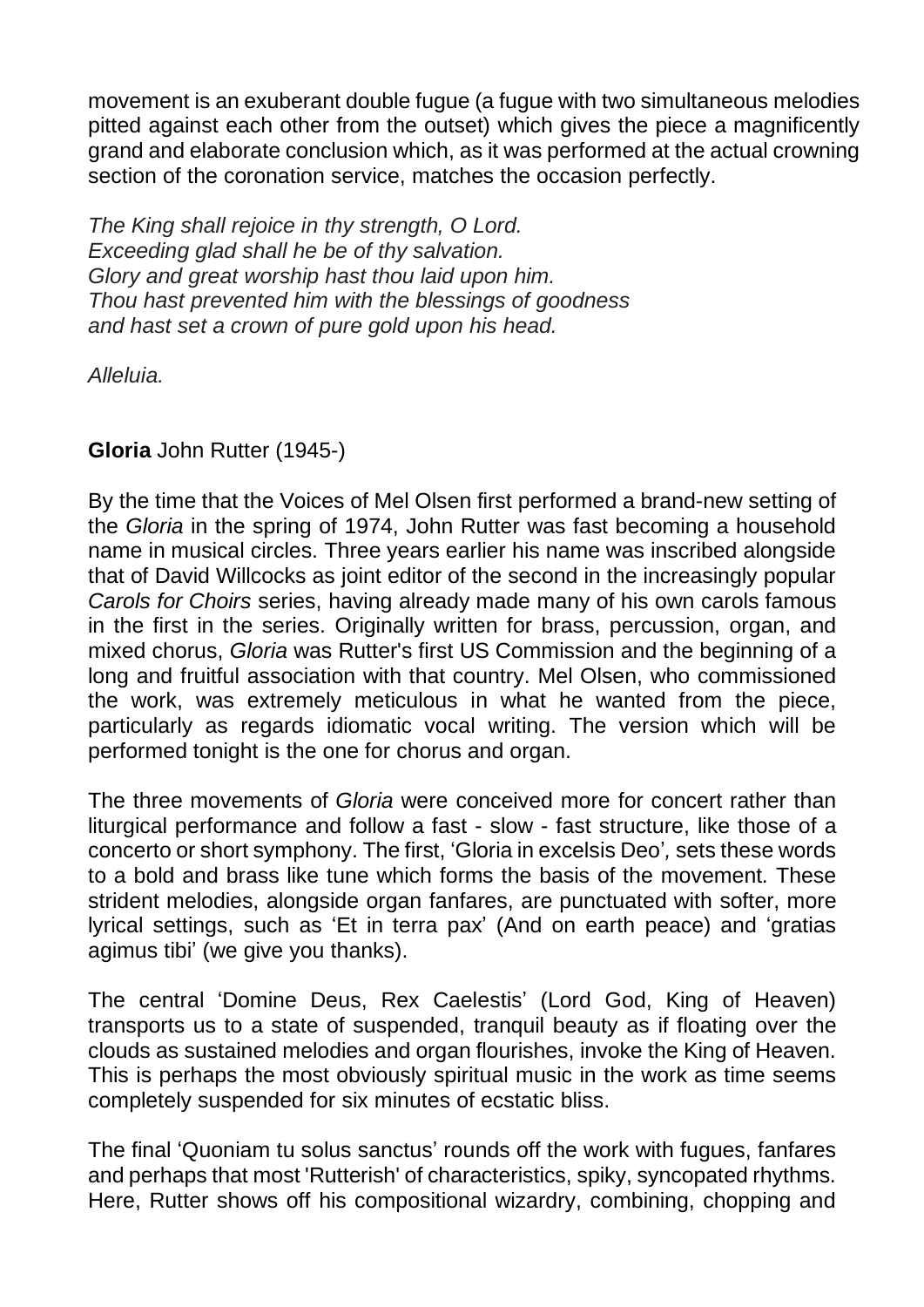movement is an exuberant double fugue (a fugue with two simultaneous melodies pitted against each other from the outset) which gives the piece a magnificently grand and elaborate conclusion which, as it was performed at the actual crowning section of the coronation service, matches the occasion perfectly.

*The King shall rejoice in thy strength, O Lord.*
*Exceeding glad shall he be of thy salvation.*
*Glory and great worship hast thou laid upon him.*
*Thou hast prevented him with the blessings of goodness*
*and hast set a crown of pure gold upon his head.*

*Alleluia.*

**Gloria** John Rutter (1945-)

By the time that the Voices of Mel Olsen first performed a brand-new setting of the *Gloria* in the spring of 1974, John Rutter was fast becoming a household name in musical circles. Three years earlier his name was inscribed alongside that of David Willcocks as joint editor of the second in the increasingly popular *Carols for Choirs* series, having already made many of his own carols famous in the first in the series. Originally written for brass, percussion, organ, and mixed chorus, *Gloria* was Rutter's first US Commission and the beginning of a long and fruitful association with that country. Mel Olsen, who commissioned the work, was extremely meticulous in what he wanted from the piece, particularly as regards idiomatic vocal writing. The version which will be performed tonight is the one for chorus and organ.

The three movements of *Gloria* were conceived more for concert rather than liturgical performance and follow a fast - slow - fast structure, like those of a concerto or short symphony. The first, 'Gloria in excelsis Deo', sets these words to a bold and brass like tune which forms the basis of the movement. These strident melodies, alongside organ fanfares, are punctuated with softer, more lyrical settings, such as 'Et in terra pax' (And on earth peace) and 'gratias agimus tibi' (we give you thanks).

The central 'Domine Deus, Rex Caelestis' (Lord God, King of Heaven) transports us to a state of suspended, tranquil beauty as if floating over the clouds as sustained melodies and organ flourishes, invoke the King of Heaven. This is perhaps the most obviously spiritual music in the work as time seems completely suspended for six minutes of ecstatic bliss.

The final 'Quoniam tu solus sanctus' rounds off the work with fugues, fanfares and perhaps that most 'Rutterish' of characteristics, spiky, syncopated rhythms. Here, Rutter shows off his compositional wizardry, combining, chopping and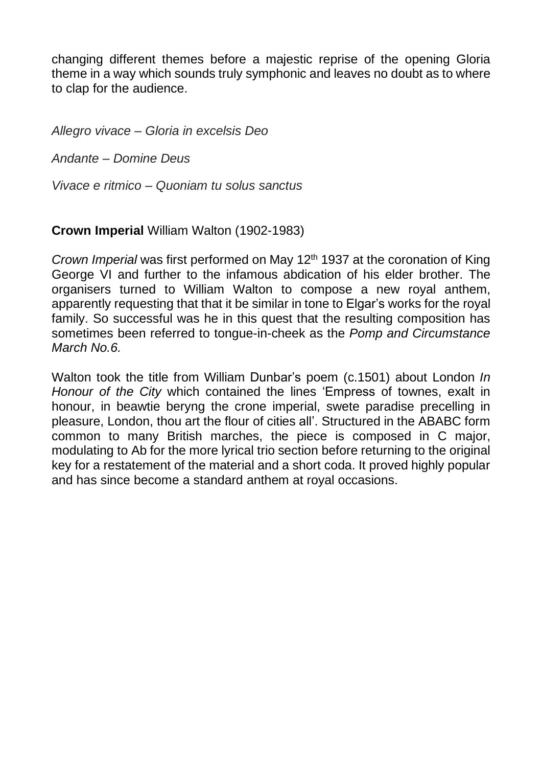changing different themes before a majestic reprise of the opening Gloria theme in a way which sounds truly symphonic and leaves no doubt as to where to clap for the audience.

*Allegro vivace – Gloria in excelsis Deo*

*Andante – Domine Deus*

*Vivace e ritmico – Quoniam tu solus sanctus*

**Crown Imperial** William Walton (1902-1983)

*Crown Imperial* was first performed on May 12th 1937 at the coronation of King George VI and further to the infamous abdication of his elder brother. The organisers turned to William Walton to compose a new royal anthem, apparently requesting that that it be similar in tone to Elgar's works for the royal family. So successful was he in this quest that the resulting composition has sometimes been referred to tongue-in-cheek as the *Pomp and Circumstance March No.6.*

Walton took the title from William Dunbar's poem (c.1501) about London *In Honour of the City* which contained the lines 'Empress of townes, exalt in honour, in beawtie beryng the crone imperial, swete paradise precelling in pleasure, London, thou art the flour of cities all'. Structured in the ABABC form common to many British marches, the piece is composed in C major, modulating to Ab for the more lyrical trio section before returning to the original key for a restatement of the material and a short coda. It proved highly popular and has since become a standard anthem at royal occasions.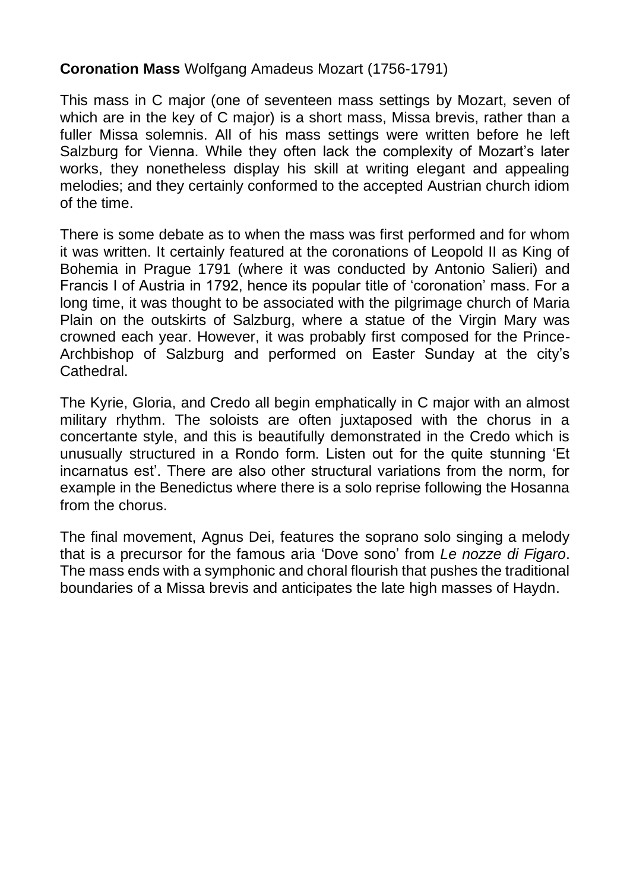**Coronation Mass** Wolfgang Amadeus Mozart (1756-1791)

This mass in C major (one of seventeen mass settings by Mozart, seven of which are in the key of C major) is a short mass, Missa brevis, rather than a fuller Missa solemnis. All of his mass settings were written before he left Salzburg for Vienna. While they often lack the complexity of Mozart's later works, they nonetheless display his skill at writing elegant and appealing melodies; and they certainly conformed to the accepted Austrian church idiom of the time.

There is some debate as to when the mass was first performed and for whom it was written. It certainly featured at the coronations of Leopold II as King of Bohemia in Prague 1791 (where it was conducted by Antonio Salieri) and Francis I of Austria in 1792, hence its popular title of 'coronation' mass. For a long time, it was thought to be associated with the pilgrimage church of Maria Plain on the outskirts of Salzburg, where a statue of the Virgin Mary was crowned each year. However, it was probably first composed for the Prince-Archbishop of Salzburg and performed on Easter Sunday at the city's Cathedral.

The Kyrie, Gloria, and Credo all begin emphatically in C major with an almost military rhythm. The soloists are often juxtaposed with the chorus in a concertante style, and this is beautifully demonstrated in the Credo which is unusually structured in a Rondo form. Listen out for the quite stunning 'Et incarnatus est'. There are also other structural variations from the norm, for example in the Benedictus where there is a solo reprise following the Hosanna from the chorus.

The final movement, Agnus Dei, features the soprano solo singing a melody that is a precursor for the famous aria 'Dove sono' from *Le nozze di Figaro*. The mass ends with a symphonic and choral flourish that pushes the traditional boundaries of a Missa brevis and anticipates the late high masses of Haydn.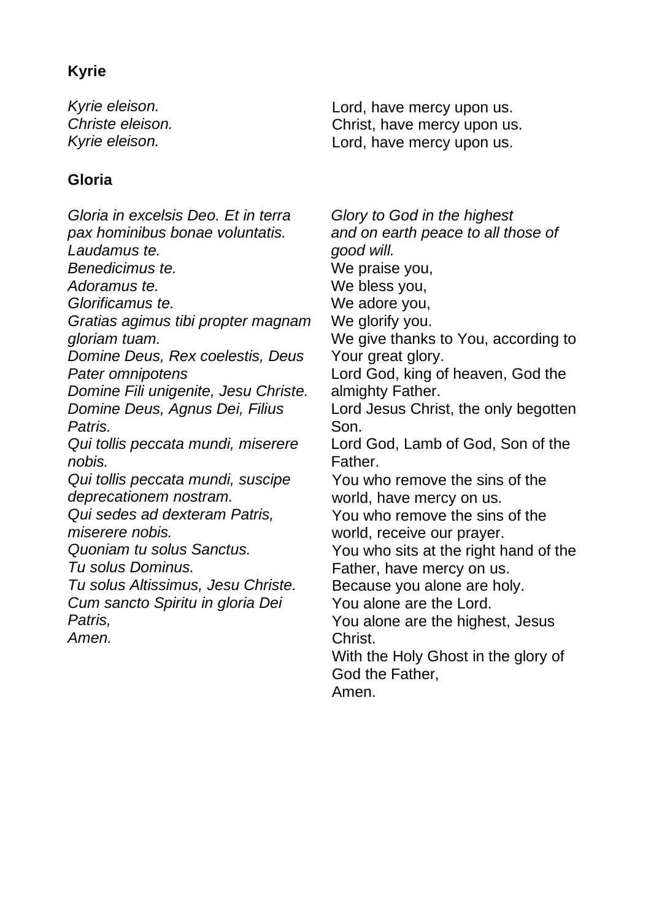**Kyrie**

| | |
|---|---|
| *Kyrie eleison.* | Lord, have mercy upon us. |
| *Christe eleison.* | Christ, have mercy upon us. |
| *Kyrie eleison.* | Lord, have mercy upon us. |

**Gloria**

| | |
|---|---|
| *Gloria in excelsis Deo. Et in terra pax hominibus bonae voluntatis.* | *Glory to God in the highest and on earth peace to all those of good will.* |
| *Laudamus te.* | We praise you, |
| *Benedicimus te.* | We bless you, |
| *Adoramus te.* | We adore you, |
| *Glorificamus te.* | We glorify you. |
| *Gratias agimus tibi propter magnam gloriam tuam.* | We give thanks to You, according to Your great glory. |
| *Domine Deus, Rex coelestis, Deus Pater omnipotens* | Lord God, king of heaven, God the almighty Father. |
| *Domine Fili unigenite, Jesu Christe.* | Lord Jesus Christ, the only begotten Son. |
| *Domine Deus, Agnus Dei, Filius Patris.* | Lord God, Lamb of God, Son of the Father. |
| *Qui tollis peccata mundi, miserere nobis.* | You who remove the sins of the world, have mercy on us. |
| *Qui tollis peccata mundi, suscipe deprecationem nostram.* | You who remove the sins of the world, receive our prayer. |
| *Qui sedes ad dexteram Patris, miserere nobis.* | You who sits at the right hand of the Father, have mercy on us. |
| *Quoniam tu solus Sanctus.* | Because you alone are holy. |
| *Tu solus Dominus.* | You alone are the Lord. |
| *Tu solus Altissimus, Jesu Christe.* | You alone are the highest, Jesus Christ. |
| *Cum sancto Spiritu in gloria Dei Patris,* | With the Holy Ghost in the glory of God the Father, |
| *Amen.* | Amen. |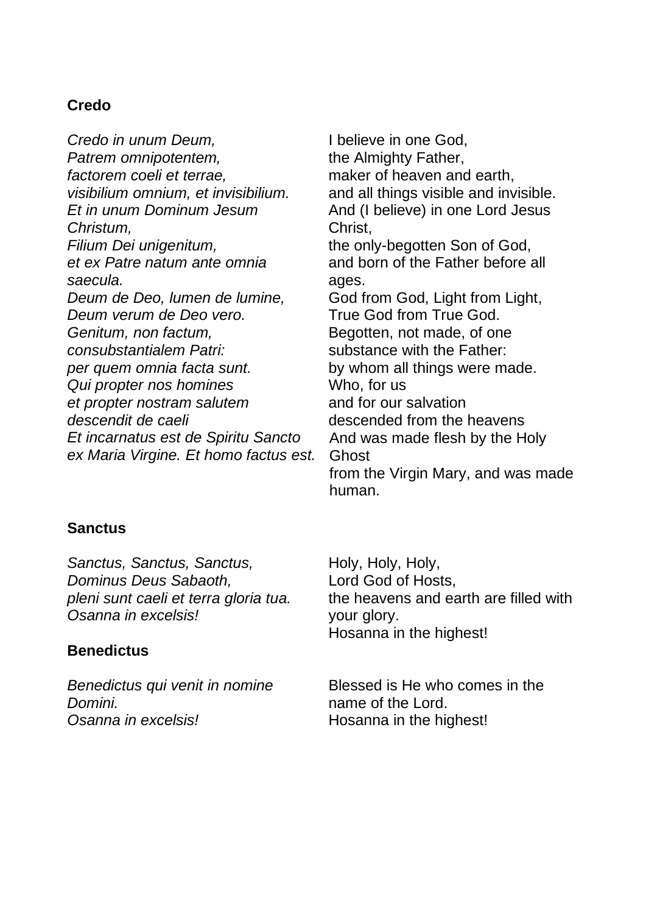**Credo**

*Credo in unum Deum,*
*Patrem omnipotentem,*
*factorem coeli et terrae,*
*visibilium omnium, et invisibilium.*
*Et in unum Dominum Jesum Christum,*
*Filium Dei unigenitum,*
*et ex Patre natum ante omnia saecula.*
*Deum de Deo, lumen de lumine,*
*Deum verum de Deo vero.*
*Genitum, non factum,*
*consubstantialem Patri:*
*per quem omnia facta sunt.*
*Qui propter nos homines*
*et propter nostram salutem*
*descendit de caeli*
*Et incarnatus est de Spiritu Sancto*
*ex Maria Virgine. Et homo factus est.*

I believe in one God,
the Almighty Father,
maker of heaven and earth,
and all things visible and invisible.
And (I believe) in one Lord Jesus Christ,
the only-begotten Son of God,
and born of the Father before all ages.
God from God, Light from Light,
True God from True God.
Begotten, not made, of one substance with the Father:
by whom all things were made.
Who, for us
and for our salvation
descended from the heavens
And was made flesh by the Holy Ghost
from the Virgin Mary, and was made human.

**Sanctus**

*Sanctus, Sanctus, Sanctus,*
*Dominus Deus Sabaoth,*
*pleni sunt caeli et terra gloria tua.*
*Osanna in excelsis!*

Holy, Holy, Holy,
Lord God of Hosts,
the heavens and earth are filled with your glory.
Hosanna in the highest!

**Benedictus**

*Benedictus qui venit in nomine Domini.*
*Osanna in excelsis!*

Blessed is He who comes in the name of the Lord.
Hosanna in the highest!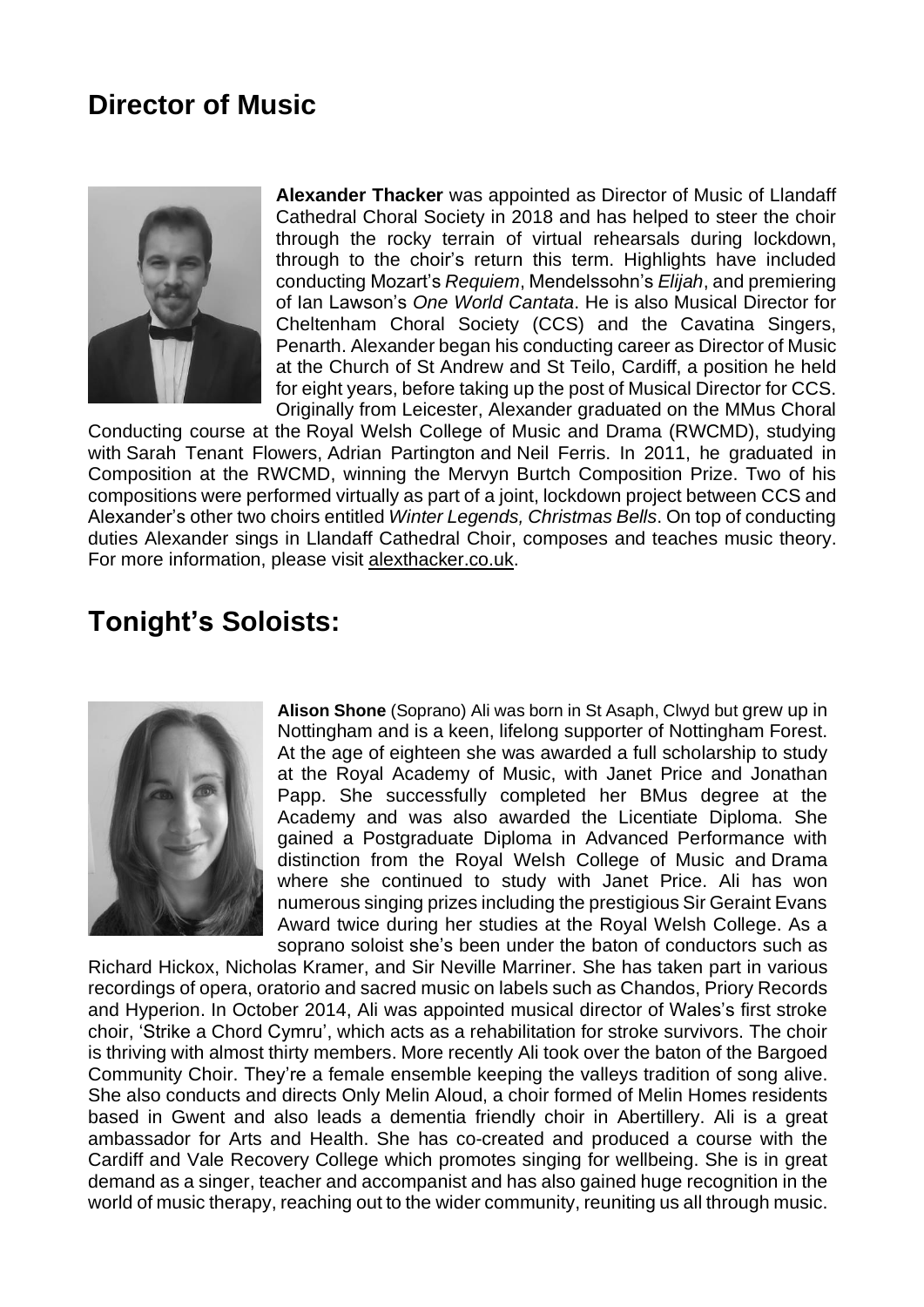## Director of Music

**Alexander Thacker** was appointed as Director of Music of Llandaff Cathedral Choral Society in 2018 and has helped to steer the choir through the rocky terrain of virtual rehearsals during lockdown, through to the choir's return this term. Highlights have included conducting Mozart's *Requiem*, Mendelssohn's *Elijah*, and premiering of Ian Lawson's *One World Cantata*. He is also Musical Director for Cheltenham Choral Society (CCS) and the Cavatina Singers, Penarth. Alexander began his conducting career as Director of Music at the Church of St Andrew and St Teilo, Cardiff, a position he held for eight years, before taking up the post of Musical Director for CCS. Originally from Leicester, Alexander graduated on the MMus Choral Conducting course at the Royal Welsh College of Music and Drama (RWCMD), studying with Sarah Tenant Flowers, Adrian Partington and Neil Ferris. In 2011, he graduated in Composition at the RWCMD, winning the Mervyn Burtch Composition Prize. Two of his compositions were performed virtually as part of a joint, lockdown project between CCS and Alexander's other two choirs entitled *Winter Legends, Christmas Bells*. On top of conducting duties Alexander sings in Llandaff Cathedral Choir, composes and teaches music theory. For more information, please visit alexthacker.co.uk.

## Tonight's Soloists:

**Alison Shone** (Soprano) Ali was born in St Asaph, Clwyd but grew up in Nottingham and is a keen, lifelong supporter of Nottingham Forest. At the age of eighteen she was awarded a full scholarship to study at the Royal Academy of Music, with Janet Price and Jonathan Papp. She successfully completed her BMus degree at the Academy and was also awarded the Licentiate Diploma. She gained a Postgraduate Diploma in Advanced Performance with distinction from the Royal Welsh College of Music and Drama where she continued to study with Janet Price. Ali has won numerous singing prizes including the prestigious Sir Geraint Evans Award twice during her studies at the Royal Welsh College. As a soprano soloist she's been under the baton of conductors such as Richard Hickox, Nicholas Kramer, and Sir Neville Marriner. She has taken part in various recordings of opera, oratorio and sacred music on labels such as Chandos, Priory Records and Hyperion. In October 2014, Ali was appointed musical director of Wales's first stroke choir, 'Strike a Chord Cymru', which acts as a rehabilitation for stroke survivors. The choir is thriving with almost thirty members. More recently Ali took over the baton of the Bargoed Community Choir. They're a female ensemble keeping the valleys tradition of song alive. She also conducts and directs Only Melin Aloud, a choir formed of Melin Homes residents based in Gwent and also leads a dementia friendly choir in Abertillery. Ali is a great ambassador for Arts and Health. She has co-created and produced a course with the Cardiff and Vale Recovery College which promotes singing for wellbeing. She is in great demand as a singer, teacher and accompanist and has also gained huge recognition in the world of music therapy, reaching out to the wider community, reuniting us all through music.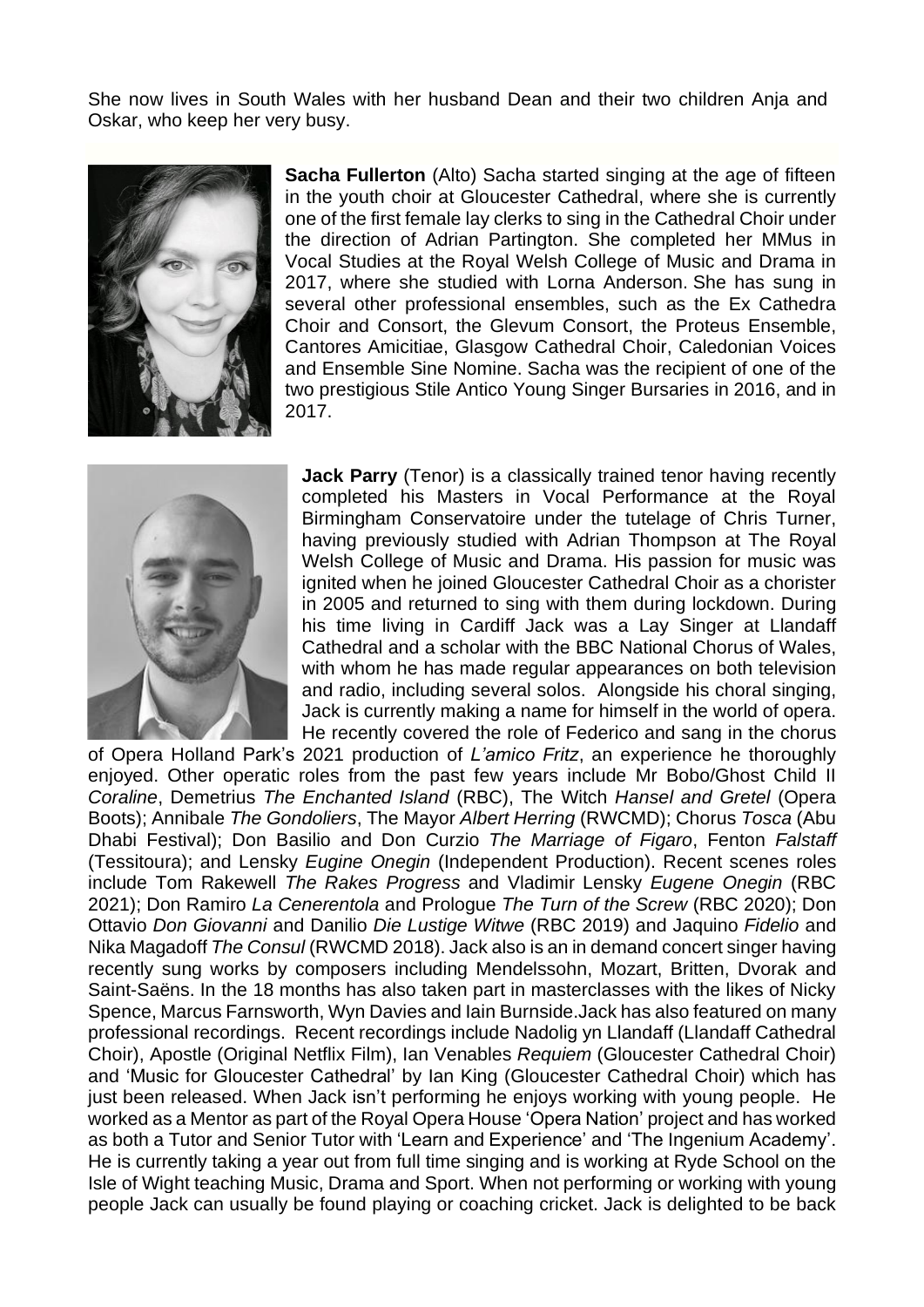She now lives in South Wales with her husband Dean and their two children Anja and Oskar, who keep her very busy.

**Sacha Fullerton** (Alto) Sacha started singing at the age of fifteen in the youth choir at Gloucester Cathedral, where she is currently one of the first female lay clerks to sing in the Cathedral Choir under the direction of Adrian Partington. She completed her MMus in Vocal Studies at the Royal Welsh College of Music and Drama in 2017, where she studied with Lorna Anderson. She has sung in several other professional ensembles, such as the Ex Cathedra Choir and Consort, the Glevum Consort, the Proteus Ensemble, Cantores Amicitiae, Glasgow Cathedral Choir, Caledonian Voices and Ensemble Sine Nomine. Sacha was the recipient of one of the two prestigious Stile Antico Young Singer Bursaries in 2016, and in 2017.

**Jack Parry** (Tenor) is a classically trained tenor having recently completed his Masters in Vocal Performance at the Royal Birmingham Conservatoire under the tutelage of Chris Turner, having previously studied with Adrian Thompson at The Royal Welsh College of Music and Drama. His passion for music was ignited when he joined Gloucester Cathedral Choir as a chorister in 2005 and returned to sing with them during lockdown. During his time living in Cardiff Jack was a Lay Singer at Llandaff Cathedral and a scholar with the BBC National Chorus of Wales, with whom he has made regular appearances on both television and radio, including several solos. Alongside his choral singing, Jack is currently making a name for himself in the world of opera. He recently covered the role of Federico and sang in the chorus of Opera Holland Park's 2021 production of *L'amico Fritz*, an experience he thoroughly enjoyed. Other operatic roles from the past few years include Mr Bobo/Ghost Child II *Coraline*, Demetrius *The Enchanted Island* (RBC), The Witch *Hansel and Gretel* (Opera Boots); Annibale *The Gondoliers*, The Mayor *Albert Herring* (RWCMD); Chorus *Tosca* (Abu Dhabi Festival); Don Basilio and Don Curzio *The Marriage of Figaro*, Fenton *Falstaff* (Tessitoura); and Lensky *Eugine Onegin* (Independent Production). Recent scenes roles include Tom Rakewell *The Rakes Progress* and Vladimir Lensky *Eugene Onegin* (RBC 2021); Don Ramiro *La Cenerentola* and Prologue *The Turn of the Screw* (RBC 2020); Don Ottavio *Don Giovanni* and Danilio *Die Lustige Witwe* (RBC 2019) and Jaquino *Fidelio* and Nika Magadoff *The Consul* (RWCMD 2018). Jack also is an in demand concert singer having recently sung works by composers including Mendelssohn, Mozart, Britten, Dvorak and Saint-Saëns. In the 18 months has also taken part in masterclasses with the likes of Nicky Spence, Marcus Farnsworth, Wyn Davies and Iain Burnside.Jack has also featured on many professional recordings. Recent recordings include Nadolig yn Llandaff (Llandaff Cathedral Choir), Apostle (Original Netflix Film), Ian Venables *Requiem* (Gloucester Cathedral Choir) and 'Music for Gloucester Cathedral' by Ian King (Gloucester Cathedral Choir) which has just been released. When Jack isn't performing he enjoys working with young people. He worked as a Mentor as part of the Royal Opera House 'Opera Nation' project and has worked as both a Tutor and Senior Tutor with 'Learn and Experience' and 'The Ingenium Academy'. He is currently taking a year out from full time singing and is working at Ryde School on the Isle of Wight teaching Music, Drama and Sport. When not performing or working with young people Jack can usually be found playing or coaching cricket. Jack is delighted to be back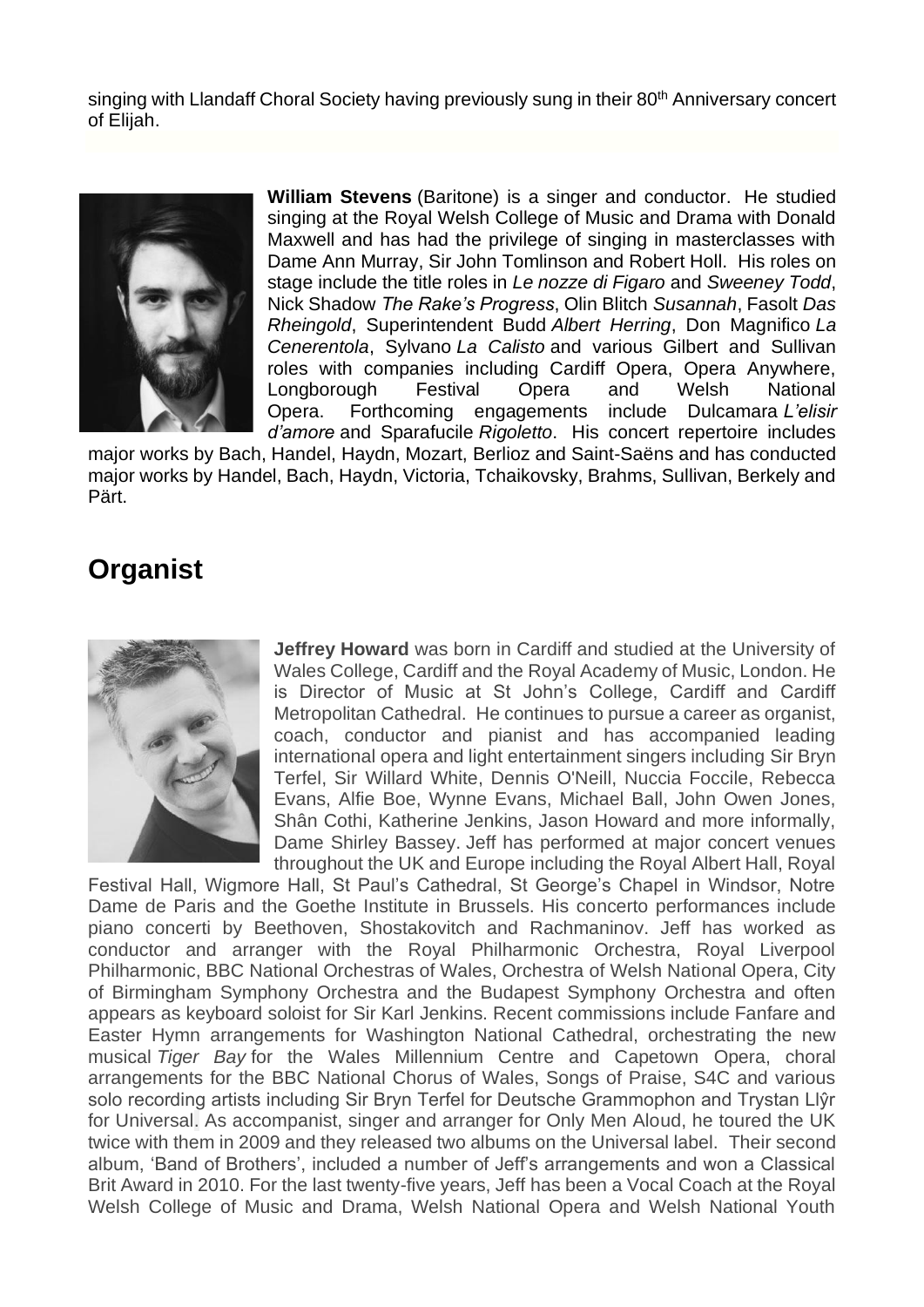singing with Llandaff Choral Society having previously sung in their 80th Anniversary concert of Elijah.

**William Stevens** (Baritone) is a singer and conductor. He studied singing at the Royal Welsh College of Music and Drama with Donald Maxwell and has had the privilege of singing in masterclasses with Dame Ann Murray, Sir John Tomlinson and Robert Holl. His roles on stage include the title roles in *Le nozze di Figaro* and *Sweeney Todd*, Nick Shadow *The Rake's Progress*, Olin Blitch *Susannah*, Fasolt *Das Rheingold*, Superintendent Budd *Albert Herring*, Don Magnifico *La Cenerentola*, Sylvano *La Calisto* and various Gilbert and Sullivan roles with companies including Cardiff Opera, Opera Anywhere, Longborough Festival Opera and Welsh National Opera. Forthcoming engagements include Dulcamara *L'elisir d'amore* and Sparafucile *Rigoletto*. His concert repertoire includes major works by Bach, Handel, Haydn, Mozart, Berlioz and Saint-Saëns and has conducted major works by Handel, Bach, Haydn, Victoria, Tchaikovsky, Brahms, Sullivan, Berkely and Pärt.

## Organist

**Jeffrey Howard** was born in Cardiff and studied at the University of Wales College, Cardiff and the Royal Academy of Music, London. He is Director of Music at St John's College, Cardiff and Cardiff Metropolitan Cathedral. He continues to pursue a career as organist, coach, conductor and pianist and has accompanied leading international opera and light entertainment singers including Sir Bryn Terfel, Sir Willard White, Dennis O'Neill, Nuccia Foccile, Rebecca Evans, Alfie Boe, Wynne Evans, Michael Ball, John Owen Jones, Shân Cothi, Katherine Jenkins, Jason Howard and more informally, Dame Shirley Bassey. Jeff has performed at major concert venues throughout the UK and Europe including the Royal Albert Hall, Royal Festival Hall, Wigmore Hall, St Paul's Cathedral, St George's Chapel in Windsor, Notre Dame de Paris and the Goethe Institute in Brussels. His concerto performances include piano concerti by Beethoven, Shostakovitch and Rachmaninov. Jeff has worked as conductor and arranger with the Royal Philharmonic Orchestra, Royal Liverpool Philharmonic, BBC National Orchestras of Wales, Orchestra of Welsh National Opera, City of Birmingham Symphony Orchestra and the Budapest Symphony Orchestra and often appears as keyboard soloist for Sir Karl Jenkins. Recent commissions include Fanfare and Easter Hymn arrangements for Washington National Cathedral, orchestrating the new musical *Tiger Bay* for the Wales Millennium Centre and Capetown Opera, choral arrangements for the BBC National Chorus of Wales, Songs of Praise, S4C and various solo recording artists including Sir Bryn Terfel for Deutsche Grammophon and Trystan Llŷr for Universal. As accompanist, singer and arranger for Only Men Aloud, he toured the UK twice with them in 2009 and they released two albums on the Universal label. Their second album, 'Band of Brothers', included a number of Jeff's arrangements and won a Classical Brit Award in 2010. For the last twenty-five years, Jeff has been a Vocal Coach at the Royal Welsh College of Music and Drama, Welsh National Opera and Welsh National Youth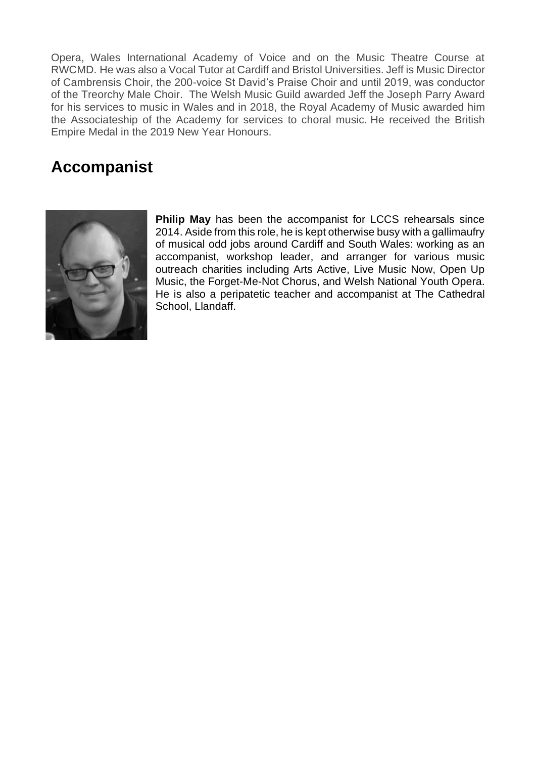Opera, Wales International Academy of Voice and on the Music Theatre Course at RWCMD. He was also a Vocal Tutor at Cardiff and Bristol Universities. Jeff is Music Director of Cambrensis Choir, the 200-voice St David's Praise Choir and until 2019, was conductor of the Treorchy Male Choir. The Welsh Music Guild awarded Jeff the Joseph Parry Award for his services to music in Wales and in 2018, the Royal Academy of Music awarded him the Associateship of the Academy for services to choral music. He received the British Empire Medal in the 2019 New Year Honours.

## Accompanist

**Philip May** has been the accompanist for LCCS rehearsals since 2014. Aside from this role, he is kept otherwise busy with a gallimaufry of musical odd jobs around Cardiff and South Wales: working as an accompanist, workshop leader, and arranger for various music outreach charities including Arts Active, Live Music Now, Open Up Music, the Forget-Me-Not Chorus, and Welsh National Youth Opera. He is also a peripatetic teacher and accompanist at The Cathedral School, Llandaff.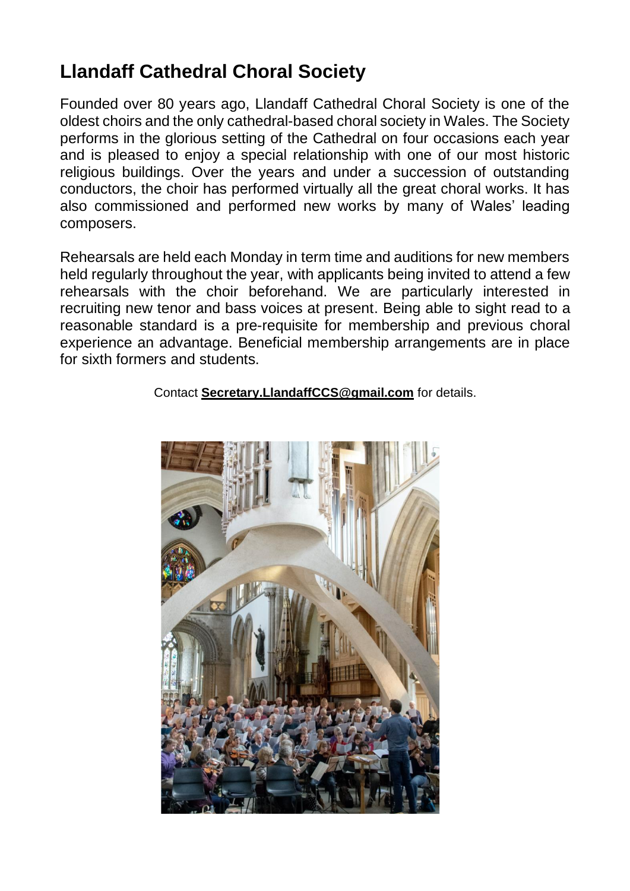## Llandaff Cathedral Choral Society

Founded over 80 years ago, Llandaff Cathedral Choral Society is one of the oldest choirs and the only cathedral-based choral society in Wales. The Society performs in the glorious setting of the Cathedral on four occasions each year and is pleased to enjoy a special relationship with one of our most historic religious buildings. Over the years and under a succession of outstanding conductors, the choir has performed virtually all the great choral works. It has also commissioned and performed new works by many of Wales' leading composers.

Rehearsals are held each Monday in term time and auditions for new members held regularly throughout the year, with applicants being invited to attend a few rehearsals with the choir beforehand. We are particularly interested in recruiting new tenor and bass voices at present. Being able to sight read to a reasonable standard is a pre-requisite for membership and previous choral experience an advantage. Beneficial membership arrangements are in place for sixth formers and students.

Contact **Secretary.LlandaffCCS@gmail.com** for details.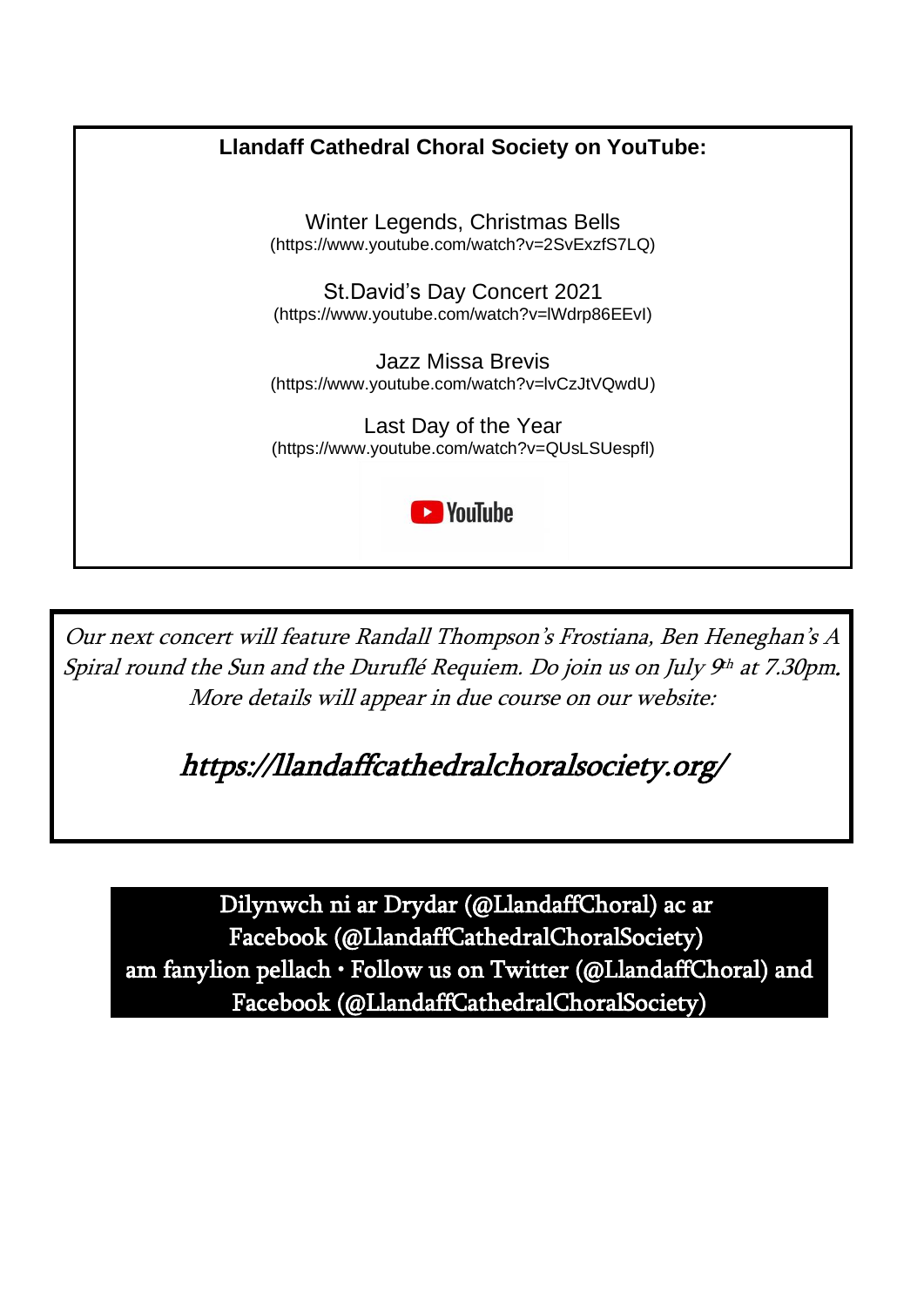**Llandaff Cathedral Choral Society on YouTube:**

Winter Legends, Christmas Bells
(https://www.youtube.com/watch?v=2SvExzfS7LQ)

St.David's Day Concert 2021
(https://www.youtube.com/watch?v=lWdrp86EEvI)

Jazz Missa Brevis
(https://www.youtube.com/watch?v=lvCzJtVQwdU)

Last Day of the Year
(https://www.youtube.com/watch?v=QUsLSUespfl)

YouTube

*Our next concert will feature Randall Thompson's Frostiana, Ben Heneghan's A Spiral round the Sun and the Duruflé Requiem. Do join us on July 9th at 7.30pm. More details will appear in due course on our website:*

***https://llandaffcathedralchoralsociety.org/***

Dilynwch ni ar Drydar (@LlandaffChoral) ac ar Facebook (@LlandaffCathedralChoralSociety) am fanylion pellach • Follow us on Twitter (@LlandaffChoral) and Facebook (@LlandaffCathedralChoralSociety)